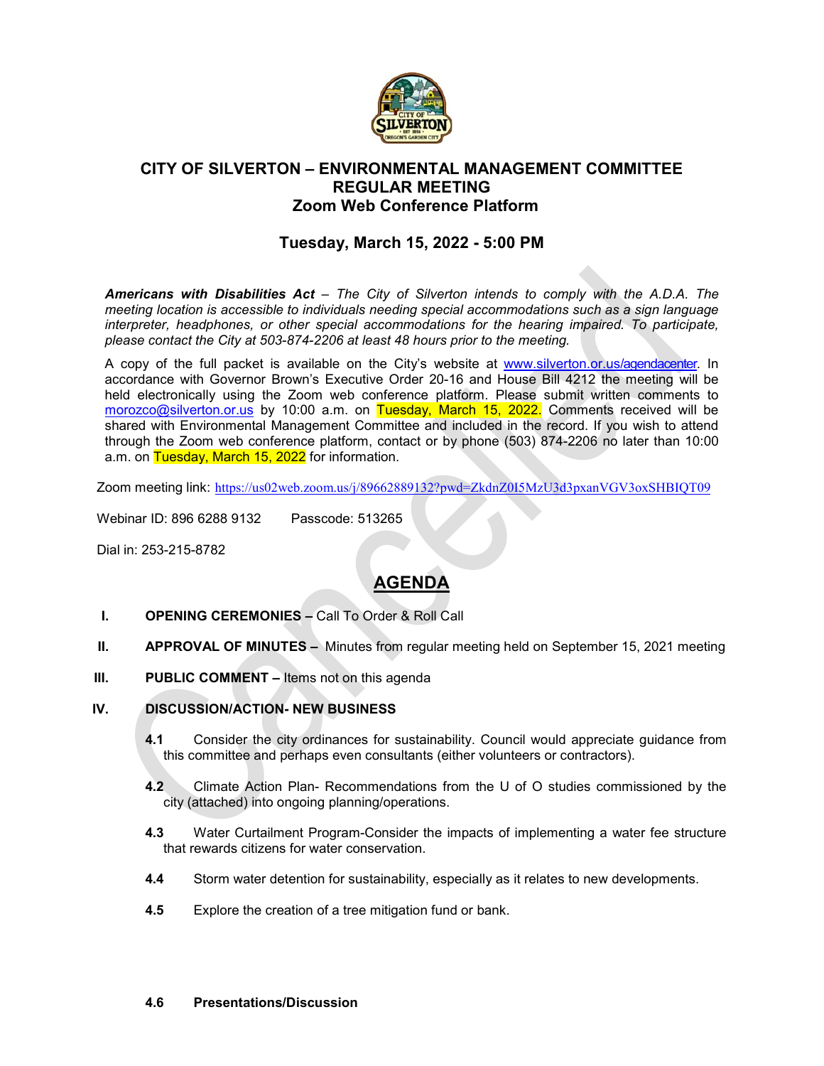# CITY OF SILVERTON – ENVIRONMENTAL MANAGEMENT COMMITTEE REGULAR MEETING Zoom Web Conference Platform

## Tuesday, March 15, 2022 - 5:00 PM

***Americans with Disabilities Act** – The City of Silverton intends to comply with the A.D.A. The meeting location is accessible to individuals needing special accommodations such as a sign language interpreter, headphones, or other special accommodations for the hearing impaired. To participate, please contact the City at 503-874-2206 at least 48 hours prior to the meeting.*

A copy of the full packet is available on the City's website at www.silverton.or.us/agendacenter. In accordance with Governor Brown's Executive Order 20-16 and House Bill 4212 the meeting will be held electronically using the Zoom web conference platform. Please submit written comments to morozco@silverton.or.us by 10:00 a.m. on Tuesday, March 15, 2022. Comments received will be shared with Environmental Management Committee and included in the record. If you wish to attend through the Zoom web conference platform, contact or by phone (503) 874-2206 no later than 10:00 a.m. on Tuesday, March 15, 2022 for information.

Zoom meeting link: https://us02web.zoom.us/j/89662889132?pwd=ZkdnZ0I5MzU3d3pxanVGV3oxSHBIQT09

Webinar ID: 896 6288 9132 Passcode: 513265

Dial in: 253-215-8782

## AGENDA

I. **OPENING CEREMONIES –** Call To Order & Roll Call

II. **APPROVAL OF MINUTES –** Minutes from regular meeting held on September 15, 2021 meeting

III. **PUBLIC COMMENT –** Items not on this agenda

IV. **DISCUSSION/ACTION- NEW BUSINESS**

**4.1** Consider the city ordinances for sustainability. Council would appreciate guidance from this committee and perhaps even consultants (either volunteers or contractors).

**4.2** Climate Action Plan- Recommendations from the U of O studies commissioned by the city (attached) into ongoing planning/operations.

**4.3** Water Curtailment Program-Consider the impacts of implementing a water fee structure that rewards citizens for water conservation.

**4.4** Storm water detention for sustainability, especially as it relates to new developments.

**4.5** Explore the creation of a tree mitigation fund or bank.

**4.6 Presentations/Discussion**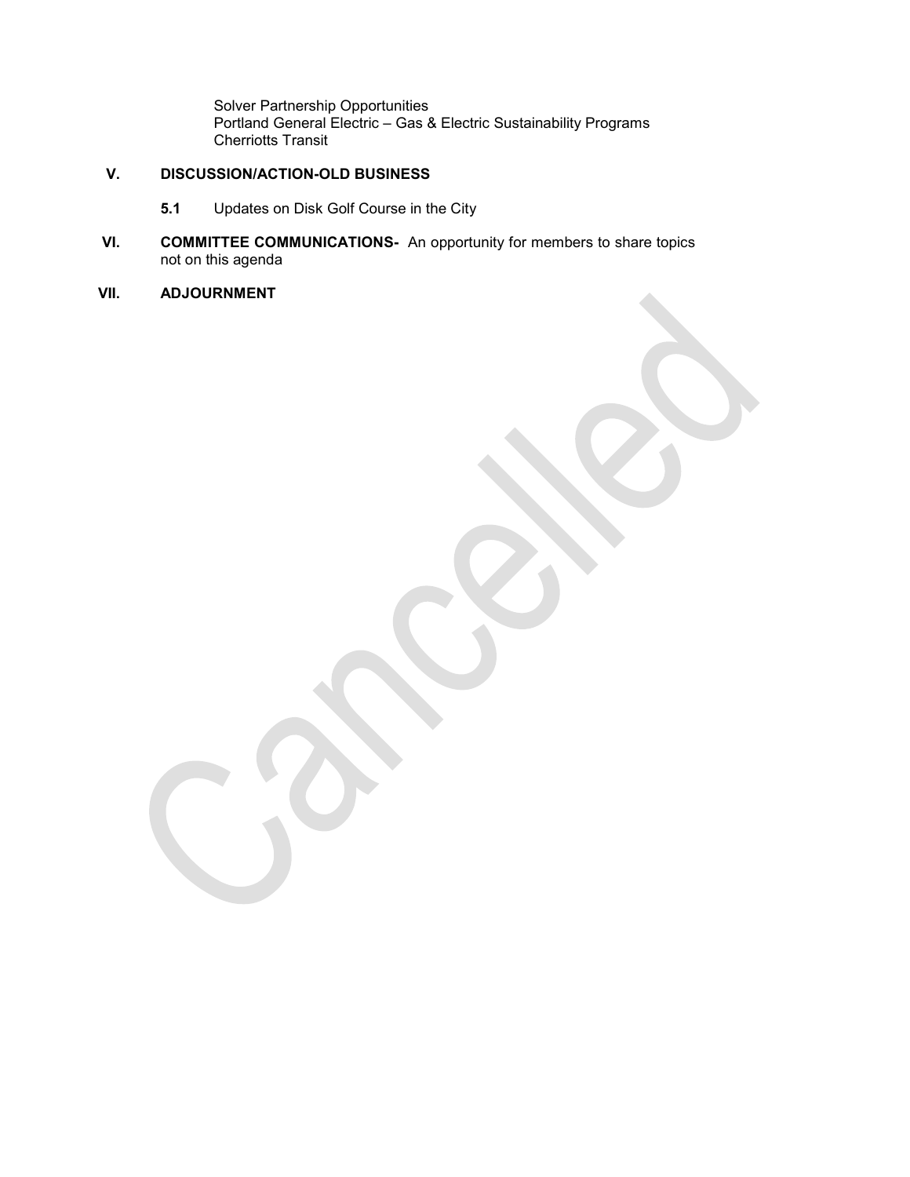Solver Partnership Opportunities
Portland General Electric – Gas & Electric Sustainability Programs
Cherriotts Transit

## V. DISCUSSION/ACTION-OLD BUSINESS

**5.1** Updates on Disk Golf Course in the City

## VI. COMMITTEE COMMUNICATIONS- An opportunity for members to share topics not on this agenda

## VII. ADJOURNMENT

Cancelled